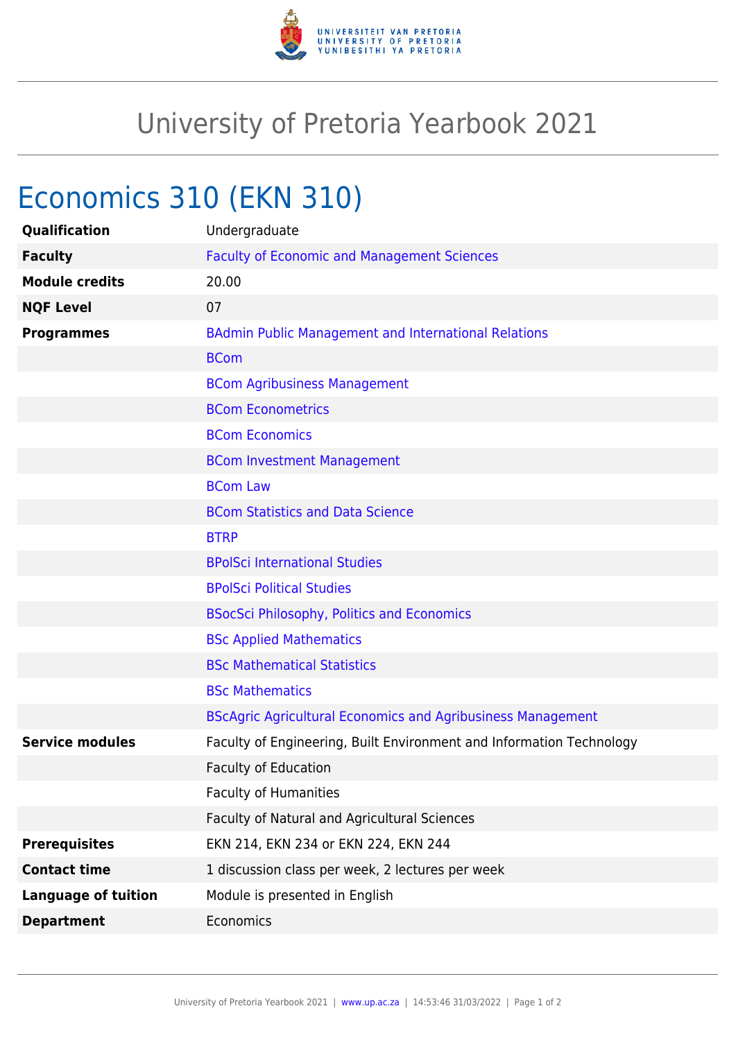# University of Pretoria Yearbook 2021

## Economics 310 (EKN 310)

| | |
|---|---|
| **Qualification** | Undergraduate |
| **Faculty** | Faculty of Economic and Management Sciences |
| **Module credits** | 20.00 |
| **NQF Level** | 07 |
| **Programmes** | BAdmin Public Management and International Relations |
| | BCom |
| | BCom Agribusiness Management |
| | BCom Econometrics |
| | BCom Economics |
| | BCom Investment Management |
| | BCom Law |
| | BCom Statistics and Data Science |
| | BTRP |
| | BPolSci International Studies |
| | BPolSci Political Studies |
| | BSocSci Philosophy, Politics and Economics |
| | BSc Applied Mathematics |
| | BSc Mathematical Statistics |
| | BSc Mathematics |
| | BScAgric Agricultural Economics and Agribusiness Management |
| **Service modules** | Faculty of Engineering, Built Environment and Information Technology |
| | Faculty of Education |
| | Faculty of Humanities |
| | Faculty of Natural and Agricultural Sciences |
| **Prerequisites** | EKN 214, EKN 234 or EKN 224, EKN 244 |
| **Contact time** | 1 discussion class per week, 2 lectures per week |
| **Language of tuition** | Module is presented in English |
| **Department** | Economics |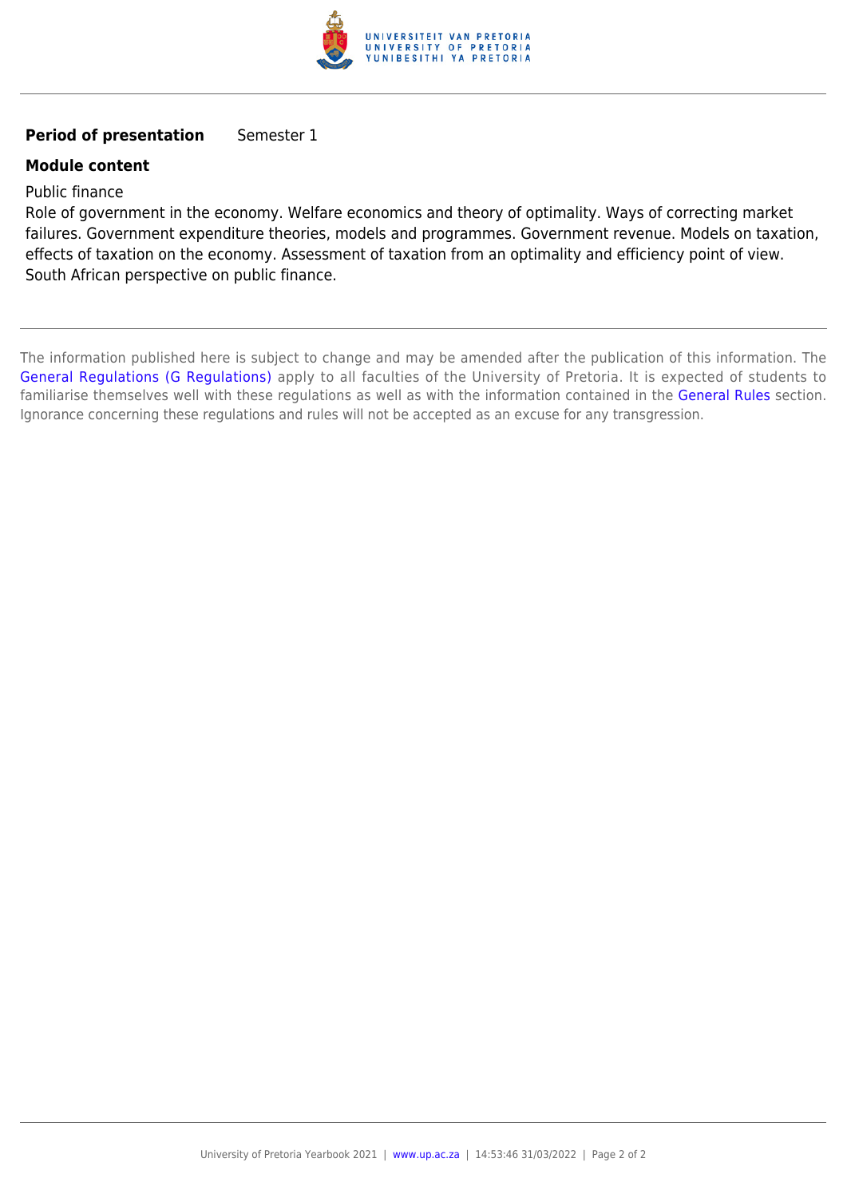**Period of presentation** Semester 1

**Module content**

Public finance

Role of government in the economy. Welfare economics and theory of optimality. Ways of correcting market failures. Government expenditure theories, models and programmes. Government revenue. Models on taxation, effects of taxation on the economy. Assessment of taxation from an optimality and efficiency point of view. South African perspective on public finance.

---

The information published here is subject to change and may be amended after the publication of this information. The General Regulations (G Regulations) apply to all faculties of the University of Pretoria. It is expected of students to familiarise themselves well with these regulations as well as with the information contained in the General Rules section. Ignorance concerning these regulations and rules will not be accepted as an excuse for any transgression.